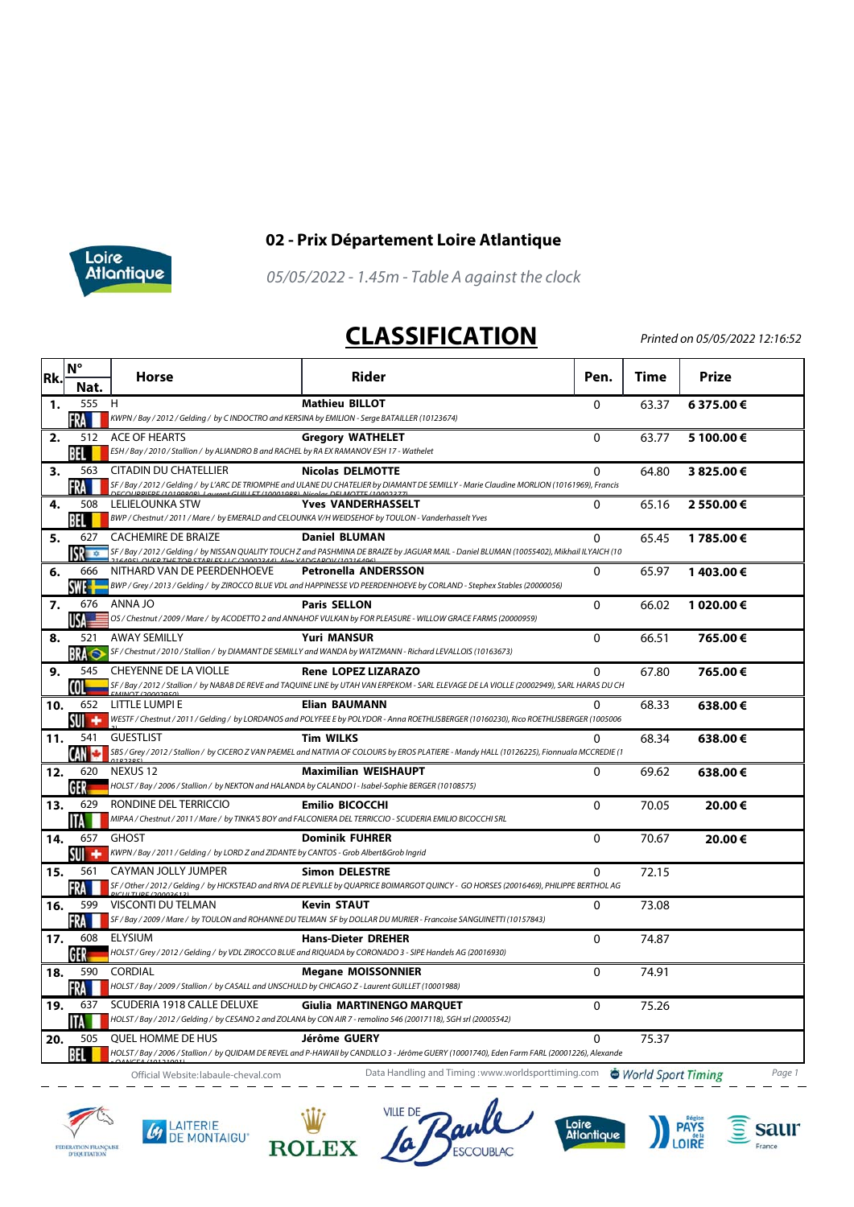## 02 - Prix Département Loire Atlantique

*05/05/2022 - 1.45m - Table A against the clock*

# CLASSIFICATION

*Printed on 05/05/2022 12:16:52*

| Rk. | N° Nat. | Horse | Rider | Pen. | Time | Prize |
|---|---|---|---|---|---|---|
| 1. | 555 FRA | H<br>*KWPN / Bay / 2012 / Gelding / by C INDOCTRO and KERSINA by EMILION - Serge BATAILLER (10123674)* | **Mathieu BILLOT** | 0 | 63.37 | **6 375.00 €** |
| 2. | 512 BEL | ACE OF HEARTS<br>*ESH / Bay / 2010 / Stallion / by ALIANDRO B and RACHEL by RA EX RAMANOV ESH 17 - Wathelet* | **Gregory WATHELET** | 0 | 63.77 | **5 100.00 €** |
| 3. | 563 FRA | CITADIN DU CHATELLIER<br>*SF / Bay / 2012 / Gelding / by L'ARC DE TRIOMPHE and ULANE DU CHATELIER by DIAMANT DE SEMILLY - Marie Claudine MORLION (10161969), Francis DECOURRIERE (10199808), Laurent GUILLET (10001988), Nicolas DELMOTTE (10003377)* | **Nicolas DELMOTTE** | 0 | 64.80 | **3 825.00 €** |
| 4. | 508 BEL | LELIELOUNKA STW<br>*BWP / Chestnut / 2011 / Mare / by EMERALD and CELOUNKA V/H WEIDSEHOF by TOULON - Vanderhasselt Yves* | **Yves VANDERHASSELT** | 0 | 65.16 | **2 550.00 €** |
| 5. | 627 ISR | CACHEMIRE DE BRAIZE<br>*SF / Bay / 2012 / Gelding / by NISSAN QUALITY TOUCH Z and PASHMINA DE BRAIZE by JAGUAR MAIL - Daniel BLUMAN (10055402), Mikhail ILYAICH (10216405), OVER THE TOP STABLES LLC (20002344), Alex VADGAROV (10216406)* | **Daniel BLUMAN** | 0 | 65.45 | **1 785.00 €** |
| 6. | 666 SWE | NITHARD VAN DE PEERDENHOEVE<br>*BWP / Grey / 2013 / Gelding / by ZIROCCO BLUE VDL and HAPPINESSE VD PEERDENHOEVE by CORLAND - Stephex Stables (20000056)* | **Petronella ANDERSSON** | 0 | 65.97 | **1 403.00 €** |
| 7. | 676 USA | ANNA JO<br>*OS / Chestnut / 2009 / Mare / by ACODETTO 2 and ANNAHOF VULKAN by FOR PLEASURE - WILLOW GRACE FARMS (20000959)* | **Paris SELLON** | 0 | 66.02 | **1 020.00 €** |
| 8. | 521 BRA | AWAY SEMILLY<br>*SF / Chestnut / 2010 / Stallion / by DIAMANT DE SEMILLY and WANDA by WATZMANN - Richard LEVALLOIS (10163673)* | **Yuri MANSUR** | 0 | 66.51 | **765.00 €** |
| 9. | 545 COL | CHEYENNE DE LA VIOLLE<br>*SF / Bay / 2012 / Stallion / by NABAB DE REVE and TAQUINE LINE by UTAH VAN ERPEKOM - SARL ELEVAGE DE LA VIOLLE (20002949), SARL HARAS DU CH EMINOT (20002950)* | **Rene LOPEZ LIZARAZO** | 0 | 67.80 | **765.00 €** |
| 10. | 652 SUI | LITTLE LUMPI E<br>*WESTF / Chestnut / 2011 / Gelding / by LORDANOS and POLYFEE E by POLYDOR - Anna ROETHLISBERGER (10160230), Rico ROETHLISBERGER (1005006 3)* | **Elian BAUMANN** | 0 | 68.33 | **638.00 €** |
| 11. | 541 CAN | GUESTLIST<br>*SBS / Grey / 2012 / Stallion / by CICERO Z VAN PAEMEL and NATIVIA OF COLOURS by EROS PLATIERE - Mandy HALL (10126225), Fionnuala MCCREDIE (1 0182385)* | **Tim WILKS** | 0 | 68.34 | **638.00 €** |
| 12. | 620 GER | NEXUS 12<br>*HOLST / Bay / 2006 / Stallion / by NEKTON and HALANDA by CALANDO I - Isabel-Sophie BERGER (10108575)* | **Maximilian WEISHAUPT** | 0 | 69.62 | **638.00 €** |
| 13. | 629 ITA | RONDINE DEL TERRICCIO<br>*MIPAA / Chestnut / 2011 / Mare / by TINKA'S BOY and FALCONIERA DEL TERRICCIO - SCUDERIA EMILIO BICOCCHI SRL* | **Emilio BICOCCHI** | 0 | 70.05 | **20.00 €** |
| 14. | 657 SUI | GHOST<br>*KWPN / Bay / 2011 / Gelding / by LORD Z and ZIDANTE by CANTOS - Grob Albert&Grob Ingrid* | **Dominik FUHRER** | 0 | 70.67 | **20.00 €** |
| 15. | 561 FRA | CAYMAN JOLLY JUMPER<br>*SF / Other / 2012 / Gelding / by HICKSTEAD and RIVA DE PLEVILLE by QUAPRICE BOIMARGOT QUINCY - GO HORSES (20016469), PHILIPPE BERTHOL AG RICULTURE (20003613)* | **Simon DELESTRE** | 0 | 72.15 | |
| 16. | 599 FRA | VISCONTI DU TELMAN<br>*SF / Bay / 2009 / Mare / by TOULON and ROHANNE DU TELMAN SF by DOLLAR DU MURIER - Francoise SANGUINETTI (10157843)* | **Kevin STAUT** | 0 | 73.08 | |
| 17. | 608 GER | ELYSIUM<br>*HOLST / Grey / 2012 / Gelding / by VDL ZIROCCO BLUE and RIQUADA by CORONADO 3 - SIPE Handels AG (20016930)* | **Hans-Dieter DREHER** | 0 | 74.87 | |
| 18. | 590 FRA | CORDIAL<br>*HOLST / Bay / 2009 / Stallion / by CASALL and UNSCHULD by CHICAGO Z - Laurent GUILLET (10001988)* | **Megane MOISSONNIER** | 0 | 74.91 | |
| 19. | 637 ITA | SCUDERIA 1918 CALLE DELUXE<br>*HOLST / Bay / 2012 / Gelding / by CESANO 2 and ZOLANA by CON AIR 7 - remolino 546 (20017118), SGH srl (20005542)* | **Giulia MARTINENGO MARQUET** | 0 | 75.26 | |
| 20. | 505 BEL | QUEL HOMME DE HUS<br>*HOLST / Bay / 2006 / Stallion / by QUIDAM DE REVEL and P-HAWAII by CANDILLO 3 - Jérôme GUERY (10001740), Eden Farm FARL (20001226), Alexandre GANCEA (10131001)* | **Jérôme GUERY** | 0 | 75.37 | |

Official Website: labaule-cheval.com — Data Handling and Timing : www.worldsporttiming.com — World Sport Timing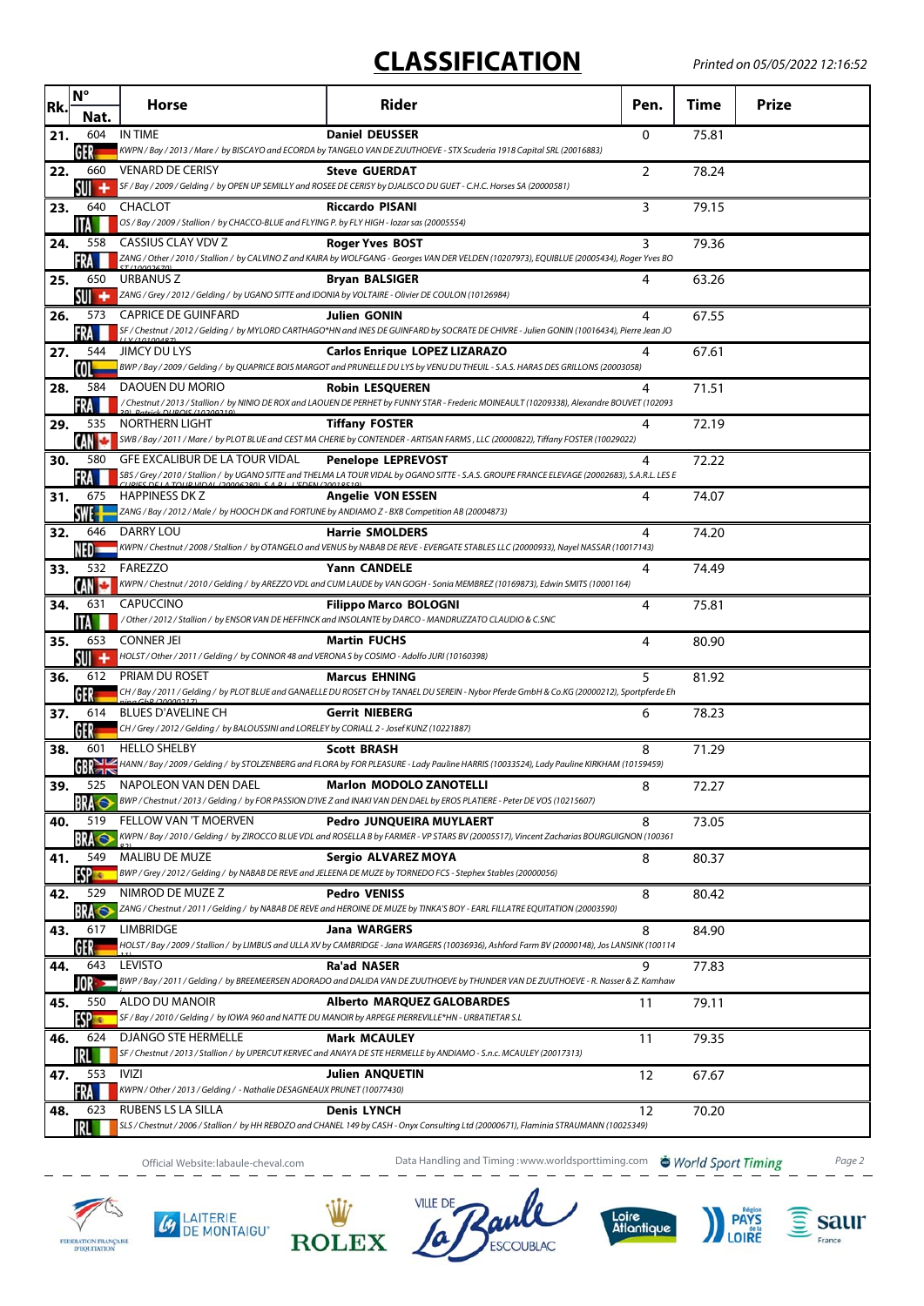# CLASSIFICATION

Printed on 05/05/2022 12:16:52

| Rk. | N° Nat. | Horse | Rider | Pen. | Time | Prize |
|---|---|---|---|---|---|---|
| 21. | 604 GER | IN TIME<br>KWPN / Bay / 2013 / Mare / by BISCAYO and ECORDA by TANGELO VAN DE ZUUTHOEVE - STX Scuderia 1918 Capital SRL (20016883) | Daniel DEUSSER | 0 | 75.81 | |
| 22. | 660 SUI | VENARD DE CERISY<br>SF / Bay / 2009 / Gelding / by OPEN UP SEMILLY and ROSEE DE CERISY by DJALISCO DU GUET - C.H.C. Horses SA (20000581) | Steve GUERDAT | 2 | 78.24 | |
| 23. | 640 ITA | CHACLOT<br>OS / Bay / 2009 / Stallion / by CHACCO-BLUE and FLYING P. by FLY HIGH - lozar sas (20005554) | Riccardo PISANI | 3 | 79.15 | |
| 24. | 558 FRA | CASSIUS CLAY VDV Z<br>ZANG / Other / 2010 / Stallion / by CALVINO Z and KAIRA by WOLFGANG - Georges VAN DER VELDEN (10207973), EQUIBLUE (20005434), Roger Yves BOST (10002670) | Roger Yves BOST | 3 | 79.36 | |
| 25. | 650 SUI | URBANUS Z<br>ZANG / Grey / 2012 / Gelding / by UGANO SITTE and IDONIA by VOLTAIRE - Olivier DE COULON (10126984) | Bryan BALSIGER | 4 | 63.26 | |
| 26. | 573 FRA | CAPRICE DE GUINFARD<br>SF / Chestnut / 2012 / Gelding / by MYLORD CARTHAGO*HN and INES DE GUINFARD by SOCRATE DE CHIVRE - Julien GONIN (10016434), Pierre Jean JOLLY (10100487) | Julien GONIN | 4 | 67.55 | |
| 27. | 544 COL | JIMCY DU LYS<br>BWP / Bay / 2009 / Gelding / by QUAPRICE BOIS MARGOT and PRUNELLE DU LYS by VENU DU THEUIL - S.A.S. HARAS DES GRILLONS (20003058) | Carlos Enrique LOPEZ LIZARAZO | 4 | 67.61 | |
| 28. | 584 FRA | DAOUEN DU MORIO<br>/ Chestnut / 2013 / Stallion / by NINIO DE ROX and LAOUEN DE PERHET by FUNNY STAR - Frederic MOINEAULT (10209338), Alexandre BOUVET (10209339), Patrick DUBOIS (10209310) | Robin LESQUEREN | 4 | 71.51 | |
| 29. | 535 CAN | NORTHERN LIGHT<br>SWB / Bay / 2011 / Mare / by PLOT BLUE and CEST MA CHERIE by CONTENDER - ARTISAN FARMS , LLC (20000822), Tiffany FOSTER (10029022) | Tiffany FOSTER | 4 | 72.19 | |
| 30. | 580 FRA | GFE EXCALIBUR DE LA TOUR VIDAL<br>SBS / Grey / 2010 / Stallion / by UGANO SITTE and THELMA LA TOUR VIDAL by OGANO SITTE - S.A.S. GROUPE FRANCE ELEVAGE (20002683), S.A.R.L. LES ECURIES DE LA TOUR VIDAL (20006280), S.A.R.L. L'EDEN (20018519) | Penelope LEPREVOST | 4 | 72.22 | |
| 31. | 675 SWE | HAPPINESS DK Z<br>ZANG / Bay / 2012 / Male / by HOOCH DK and FORTUNE by ANDIAMO Z - BXB Competition AB (20004873) | Angelie VON ESSEN | 4 | 74.07 | |
| 32. | 646 NED | DARRY LOU<br>KWPN / Chestnut / 2008 / Stallion / by OTANGELO and VENUS by NABAB DE REVE - EVERGATE STABLES LLC (20000933), Nayel NASSAR (10017143) | Harrie SMOLDERS | 4 | 74.20 | |
| 33. | 532 CAN | FAREZZO<br>KWPN / Chestnut / 2010 / Gelding / by AREZZO VDL and CUM LAUDE by VAN GOGH - Sonia MEMBREZ (10169873), Edwin SMITS (10001164) | Yann CANDELE | 4 | 74.49 | |
| 34. | 631 ITA | CAPUCCINO<br>/ Other / 2012 / Stallion / by ENSOR VAN DE HEFFINCK and INSOLANTE by DARCO - MANDRUZZATO CLAUDIO & C.SNC | Filippo Marco BOLOGNI | 4 | 75.81 | |
| 35. | 653 SUI | CONNER JEI<br>HOLST / Other / 2011 / Gelding / by CONNOR 48 and VERONA S by COSIMO - Adolfo JURI (10160398) | Martin FUCHS | 4 | 80.90 | |
| 36. | 612 GER | PRIAM DU ROSET<br>CH / Bay / 2011 / Gelding / by PLOT BLUE and GANAELLE DU ROSET CH by TANAEL DU SEREIN - Nybor Pferde GmbH & Co.KG (20000212), Sportpferde Ehning GbR (20000217) | Marcus EHNING | 5 | 81.92 | |
| 37. | 614 GER | BLUES D'AVELINE CH<br>CH / Grey / 2012 / Gelding / by BALOUSSINI and LORELEY by CORIALL 2 - Josef KUNZ (10221887) | Gerrit NIEBERG | 6 | 78.23 | |
| 38. | 601 GBR | HELLO SHELBY<br>HANN / Bay / 2009 / Gelding / by STOLZENBERG and FLORA by FOR PLEASURE - Lady Pauline HARRIS (10033524), Lady Pauline KIRKHAM (10159459) | Scott BRASH | 8 | 71.29 | |
| 39. | 525 BRA | NAPOLEON VAN DEN DAEL<br>BWP / Chestnut / 2013 / Gelding / by FOR PASSION D'IVE Z and INAKI VAN DEN DAEL by EROS PLATIERE - Peter DE VOS (10215607) | Marlon MODOLO ZANOTELLI | 8 | 72.27 | |
| 40. | 519 BRA | FELLOW VAN 'T MOERVEN<br>KWPN / Bay / 2010 / Gelding / by ZIROCCO BLUE VDL and ROSELLA B by FARMER - VP STARS BV (20005517), Vincent Zacharias BOURGUIGNON (10036182) | Pedro JUNQUEIRA MUYLAERT | 8 | 73.05 | |
| 41. | 549 ESP | MALIBU DE MUZE<br>BWP / Grey / 2012 / Gelding / by NABAB DE REVE and JELEENA DE MUZE by TORNEDO FCS - Stephex Stables (20000056) | Sergio ALVAREZ MOYA | 8 | 80.37 | |
| 42. | 529 BRA | NIMROD DE MUZE Z<br>ZANG / Chestnut / 2011 / Gelding / by NABAB DE REVE and HEROINE DE MUZE by TINKA'S BOY - EARL FILLATRE EQUITATION (20003590) | Pedro VENISS | 8 | 80.42 | |
| 43. | 617 GER | LIMBRIDGE<br>HOLST / Bay / 2009 / Stallion / by LIMBUS and ULLA XV by CAMBRIDGE - Jana WARGERS (10036936), Ashford Farm BV (20000148), Jos LANSINK (10011411) | Jana WARGERS | 8 | 84.90 | |
| 44. | 643 JOR | LEVISTO<br>BWP / Bay / 2011 / Gelding / by BREEMEERSEN ADORADO and DALIDA VAN DE ZUUTHOEVE by THUNDER VAN DE ZUUTHOEVE - R. Nasser & Z. Kamhaw | Ra'ad NASER | 9 | 77.83 | |
| 45. | 550 ESP | ALDO DU MANOIR<br>SF / Bay / 2010 / Gelding / by IOWA 960 and NATTE DU MANOIR by ARPEGE PIERREVILLE*HN - URBATIETAR S.L | Alberto MARQUEZ GALOBARDES | 11 | 79.11 | |
| 46. | 624 IRL | DJANGO STE HERMELLE<br>SF / Chestnut / 2013 / Stallion / by UPERCUT KERVEC and ANAYA DE STE HERMELLE by ANDIAMO - S.n.c. MCAULEY (20017313) | Mark MCAULEY | 11 | 79.35 | |
| 47. | 553 FRA | IVIZI<br>KWPN / Other / 2013 / Gelding / - Nathalie DESAGNEAUX PRUNET (10077430) | Julien ANQUETIN | 12 | 67.67 | |
| 48. | 623 IRL | RUBENS LS LA SILLA<br>SLS / Chestnut / 2006 / Stallion / by HH REBOZO and CHANEL 149 by CASH - Onyx Consulting Ltd (20000671), Flaminia STRAUMANN (10025349) | Denis LYNCH | 12 | 70.20 | |

Official Website:labaule-cheval.com | Data Handling and Timing :www.worldsporttiming.com | World Sport Timing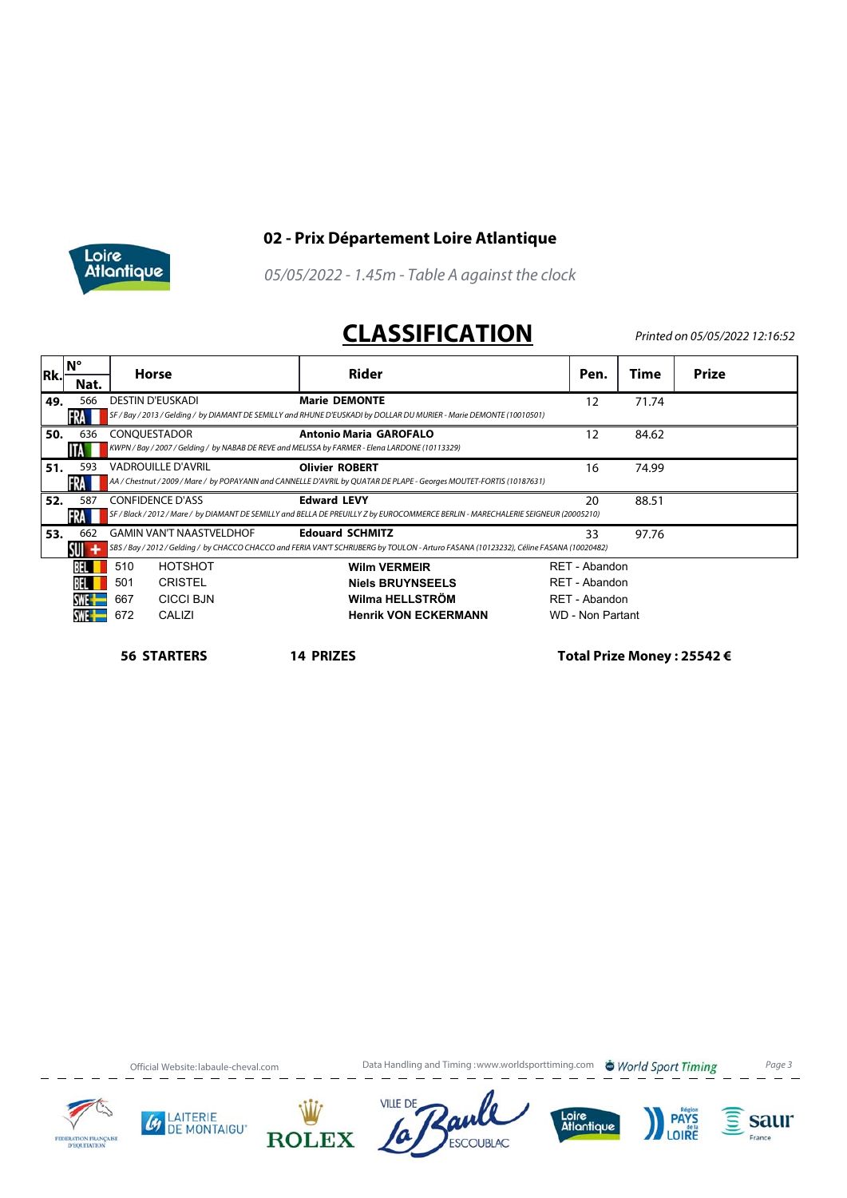## 02 - Prix Département Loire Atlantique

*05/05/2022 - 1.45m - Table A against the clock*

# CLASSIFICATION

*Printed on 05/05/2022 12:16:52*

| Rk. | N° / Nat. | Horse | Rider | Pen. | Time | Prize |
|---|---|---|---|---|---|---|
| **49.** | 566 FRA | DESTIN D'EUSKADI<br>*SF / Bay / 2013 / Gelding / by DIAMANT DE SEMILLY and RHUNE D'EUSKADI by DOLLAR DU MURIER - Marie DEMONTE (10010501)* | **Marie DEMONTE** | 12 | 71.74 | |
| **50.** | 636 ITA | CONQUESTADOR<br>*KWPN / Bay / 2007 / Gelding / by NABAB DE REVE and MELISSA by FARMER - Elena LARDONE (10113329)* | **Antonio Maria GAROFALO** | 12 | 84.62 | |
| **51.** | 593 FRA | VADROUILLE D'AVRIL<br>*AA / Chestnut / 2009 / Mare / by POPAYANN and CANNELLE D'AVRIL by QUATAR DE PLAPE - Georges MOUTET-FORTIS (10187631)* | **Olivier ROBERT** | 16 | 74.99 | |
| **52.** | 587 FRA | CONFIDENCE D'ASS<br>*SF / Black / 2012 / Mare / by DIAMANT DE SEMILLY and BELLA DE PREUILLY Z by EUROCOMMERCE BERLIN - MARECHALERIE SEIGNEUR (20005210)* | **Edward LEVY** | 20 | 88.51 | |
| **53.** | 662 SUI | GAMIN VAN'T NAASTVELDHOF<br>*SBS / Bay / 2012 / Gelding / by CHACCO CHACCO and FERIA VAN'T SCHRIJBERG by TOULON - Arturo FASANA (10123232), Céline FASANA (10020482)* | **Edouard SCHMITZ** | 33 | 97.76 | |
| | BEL 510 | HOTSHOT | **Wilm VERMEIR** | RET - Abandon | | |
| | BEL 501 | CRISTEL | **Niels BRUYNSEELS** | RET - Abandon | | |
| | SWE 667 | CICCI BJN | **Wilma HELLSTRÖM** | RET - Abandon | | |
| | SWE 672 | CALIZI | **Henrik VON ECKERMANN** | WD - Non Partant | | |

**56 STARTERS** | **14 PRIZES** | **Total Prize Money : 25542 €**

Official Website:labaule-cheval.com

Data Handling and Timing :www.worldsporttiming.com World Sport Timing